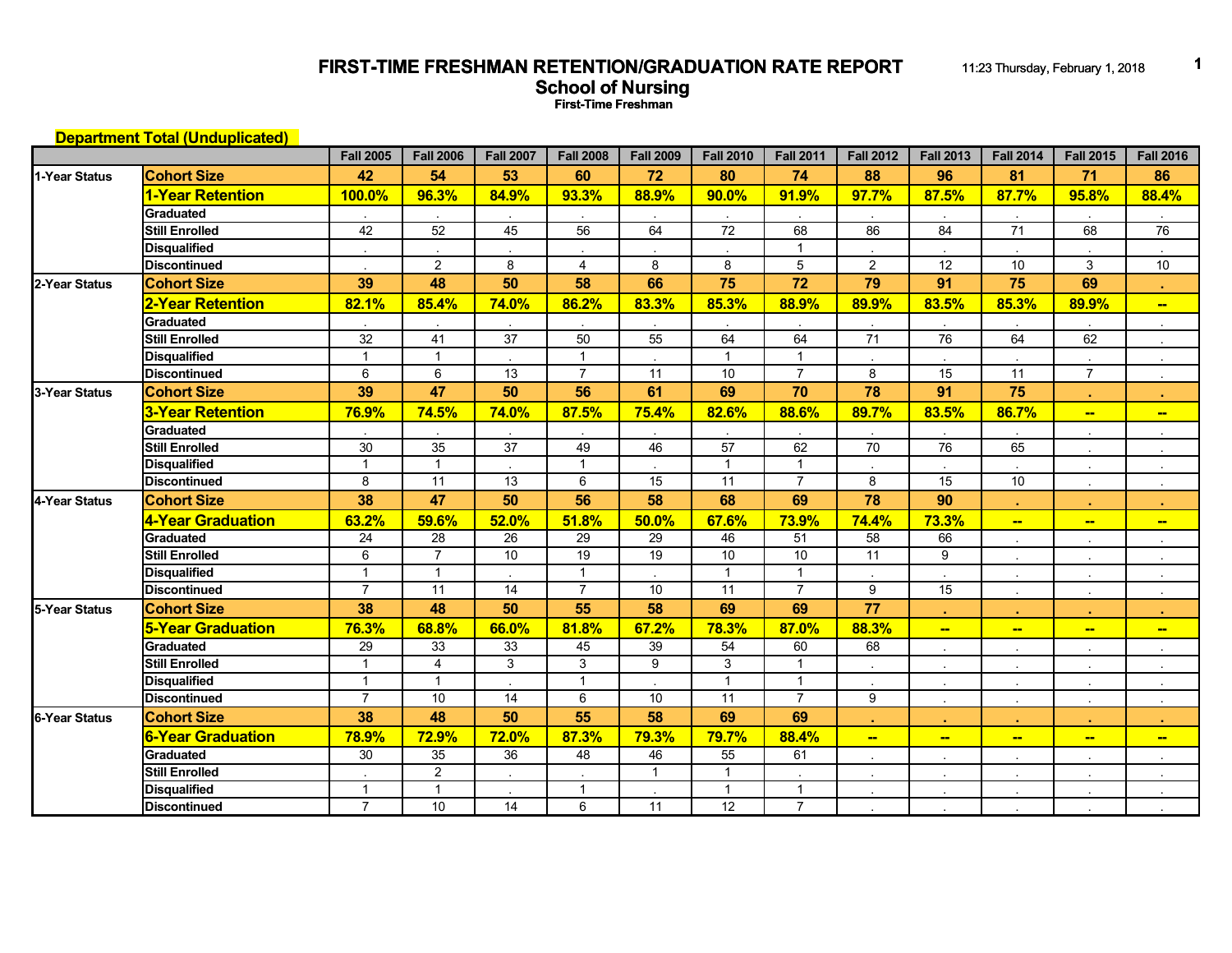# FIRST-TIME FRESHMAN RETENTION/GRADUATION RATE REPORT

## School of Nursing

### First-Time Freshman

11:23 Thursday, February 1, 2018

**Department Total (Unduplicated)**

| | | Fall 2005 | Fall 2006 | Fall 2007 | Fall 2008 | Fall 2009 | Fall 2010 | Fall 2011 | Fall 2012 | Fall 2013 | Fall 2014 | Fall 2015 | Fall 2016 |
|---|---|---|---|---|---|---|---|---|---|---|---|---|---|
| 1-Year Status | **Cohort Size** | **42** | **54** | **53** | **60** | **72** | **80** | **74** | **88** | **96** | **81** | **71** | **86** |
| | **1-Year Retention** | **100.0%** | **96.3%** | **84.9%** | **93.3%** | **88.9%** | **90.0%** | **91.9%** | **97.7%** | **87.5%** | **87.7%** | **95.8%** | **88.4%** |
| | Graduated | . | . | . | . | . | . | . | . | . | . | . | . |
| | Still Enrolled | 42 | 52 | 45 | 56 | 64 | 72 | 68 | 86 | 84 | 71 | 68 | 76 |
| | Disqualified | . | . | . | . | . | . | 1 | . | . | . | . | . |
| | Discontinued | . | 2 | 8 | 4 | 8 | 8 | 5 | 2 | 12 | 10 | 3 | 10 |
| 2-Year Status | **Cohort Size** | **39** | **48** | **50** | **58** | **66** | **75** | **72** | **79** | **91** | **75** | **69** | **.** |
| | **2-Year Retention** | **82.1%** | **85.4%** | **74.0%** | **86.2%** | **83.3%** | **85.3%** | **88.9%** | **89.9%** | **83.5%** | **85.3%** | **89.9%** | **--** |
| | Graduated | . | . | . | . | . | . | . | . | . | . | . | . |
| | Still Enrolled | 32 | 41 | 37 | 50 | 55 | 64 | 64 | 71 | 76 | 64 | 62 | . |
| | Disqualified | 1 | 1 | . | 1 | . | 1 | 1 | . | . | . | . | . |
| | Discontinued | 6 | 6 | 13 | 7 | 11 | 10 | 7 | 8 | 15 | 11 | 7 | . |
| 3-Year Status | **Cohort Size** | **39** | **47** | **50** | **56** | **61** | **69** | **70** | **78** | **91** | **75** | **.** | **.** |
| | **3-Year Retention** | **76.9%** | **74.5%** | **74.0%** | **87.5%** | **75.4%** | **82.6%** | **88.6%** | **89.7%** | **83.5%** | **86.7%** | **--** | **--** |
| | Graduated | . | . | . | . | . | . | . | . | . | . | . | . |
| | Still Enrolled | 30 | 35 | 37 | 49 | 46 | 57 | 62 | 70 | 76 | 65 | . | . |
| | Disqualified | 1 | 1 | . | 1 | . | 1 | 1 | . | . | . | . | . |
| | Discontinued | 8 | 11 | 13 | 6 | 15 | 11 | 7 | 8 | 15 | 10 | . | . |
| 4-Year Status | **Cohort Size** | **38** | **47** | **50** | **56** | **58** | **68** | **69** | **78** | **90** | **.** | **.** | **.** |
| | **4-Year Graduation** | **63.2%** | **59.6%** | **52.0%** | **51.8%** | **50.0%** | **67.6%** | **73.9%** | **74.4%** | **73.3%** | **--** | **--** | **--** |
| | Graduated | 24 | 28 | 26 | 29 | 29 | 46 | 51 | 58 | 66 | . | . | . |
| | Still Enrolled | 6 | 7 | 10 | 19 | 19 | 10 | 10 | 11 | 9 | . | . | . |
| | Disqualified | 1 | 1 | . | 1 | . | 1 | 1 | . | . | . | . | . |
| | Discontinued | 7 | 11 | 14 | 7 | 10 | 11 | 7 | 9 | 15 | . | . | . |
| 5-Year Status | **Cohort Size** | **38** | **48** | **50** | **55** | **58** | **69** | **69** | **77** | **.** | **.** | **.** | **.** |
| | **5-Year Graduation** | **76.3%** | **68.8%** | **66.0%** | **81.8%** | **67.2%** | **78.3%** | **87.0%** | **88.3%** | **--** | **--** | **--** | **--** |
| | Graduated | 29 | 33 | 33 | 45 | 39 | 54 | 60 | 68 | . | . | . | . |
| | Still Enrolled | 1 | 4 | 3 | 3 | 9 | 3 | 1 | . | . | . | . | . |
| | Disqualified | 1 | 1 | . | 1 | . | 1 | 1 | . | . | . | . | . |
| | Discontinued | 7 | 10 | 14 | 6 | 10 | 11 | 7 | 9 | . | . | . | . |
| 6-Year Status | **Cohort Size** | **38** | **48** | **50** | **55** | **58** | **69** | **69** | **.** | **.** | **.** | **.** | **.** |
| | **6-Year Graduation** | **78.9%** | **72.9%** | **72.0%** | **87.3%** | **79.3%** | **79.7%** | **88.4%** | **--** | **--** | **--** | **--** | **--** |
| | Graduated | 30 | 35 | 36 | 48 | 46 | 55 | 61 | . | . | . | . | . |
| | Still Enrolled | . | 2 | . | . | 1 | 1 | . | . | . | . | . | . |
| | Disqualified | 1 | 1 | . | 1 | . | 1 | 1 | . | . | . | . | . |
| | Discontinued | 7 | 10 | 14 | 6 | 11 | 12 | 7 | . | . | . | . | . |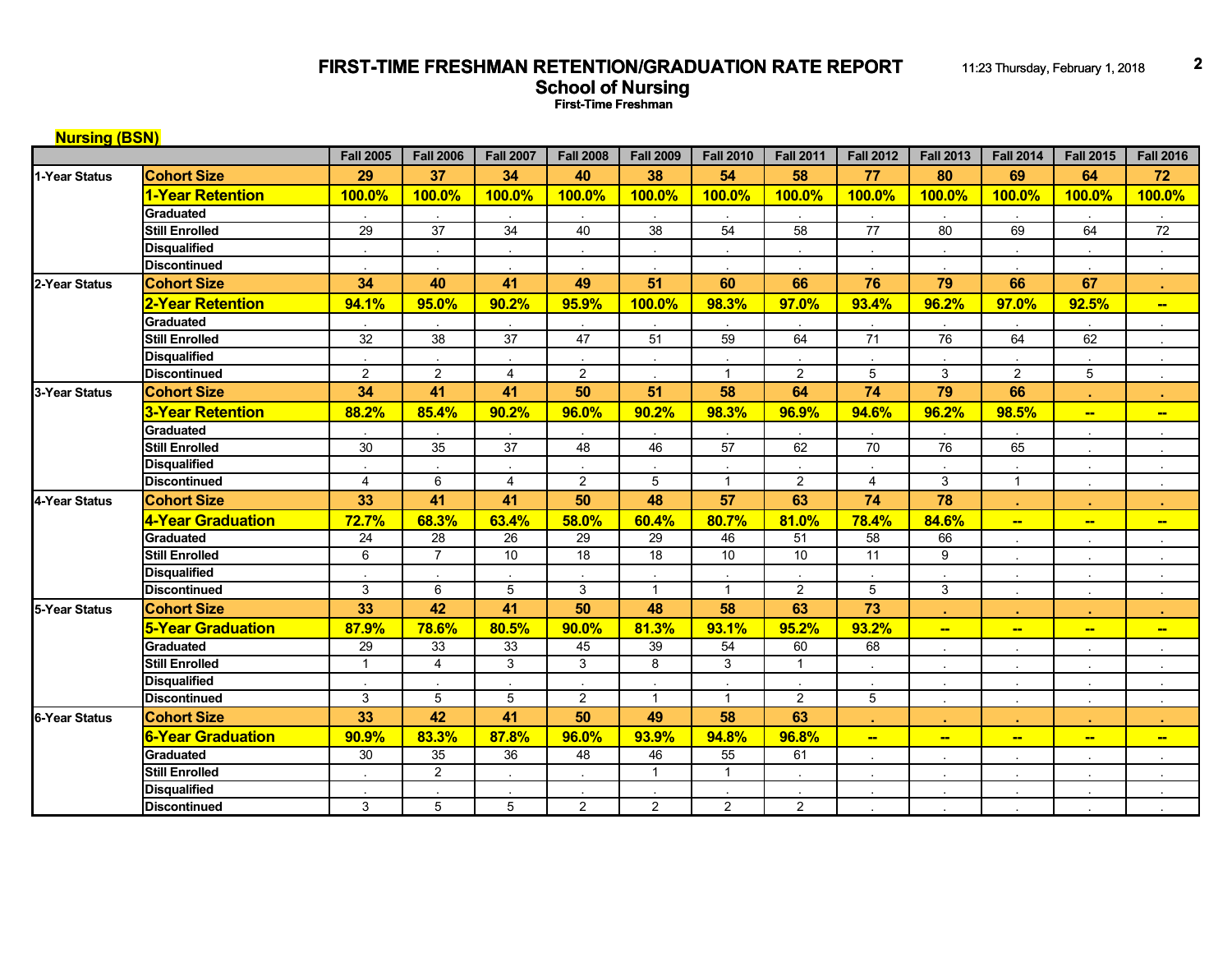# FIRST-TIME FRESHMAN RETENTION/GRADUATION RATE REPORT

## School of Nursing

### First-Time Freshman

11:23 Thursday, February 1, 2018

**Nursing (BSN)**

| | | Fall 2005 | Fall 2006 | Fall 2007 | Fall 2008 | Fall 2009 | Fall 2010 | Fall 2011 | Fall 2012 | Fall 2013 | Fall 2014 | Fall 2015 | Fall 2016 |
|---|---|---|---|---|---|---|---|---|---|---|---|---|---|
| 1-Year Status | Cohort Size | 29 | 37 | 34 | 40 | 38 | 54 | 58 | 77 | 80 | 69 | 64 | 72 |
| | 1-Year Retention | 100.0% | 100.0% | 100.0% | 100.0% | 100.0% | 100.0% | 100.0% | 100.0% | 100.0% | 100.0% | 100.0% | 100.0% |
| | Graduated | . | . | . | . | . | . | . | . | . | . | . | . |
| | Still Enrolled | 29 | 37 | 34 | 40 | 38 | 54 | 58 | 77 | 80 | 69 | 64 | 72 |
| | Disqualified | . | . | . | . | . | . | . | . | . | . | . | . |
| | Discontinued | . | . | . | . | . | . | . | . | . | . | . | . |
| 2-Year Status | Cohort Size | 34 | 40 | 41 | 49 | 51 | 60 | 66 | 76 | 79 | 66 | 67 | . |
| | 2-Year Retention | 94.1% | 95.0% | 90.2% | 95.9% | 100.0% | 98.3% | 97.0% | 93.4% | 96.2% | 97.0% | 92.5% | -- |
| | Graduated | . | . | . | . | . | . | . | . | . | . | . | . |
| | Still Enrolled | 32 | 38 | 37 | 47 | 51 | 59 | 64 | 71 | 76 | 64 | 62 | . |
| | Disqualified | . | . | . | . | . | . | . | . | . | . | . | . |
| | Discontinued | 2 | 2 | 4 | 2 | . | 1 | 2 | 5 | 3 | 2 | 5 | . |
| 3-Year Status | Cohort Size | 34 | 41 | 41 | 50 | 51 | 58 | 64 | 74 | 79 | 66 | . | . |
| | 3-Year Retention | 88.2% | 85.4% | 90.2% | 96.0% | 90.2% | 98.3% | 96.9% | 94.6% | 96.2% | 98.5% | -- | -- |
| | Graduated | . | . | . | . | . | . | . | . | . | . | . | . |
| | Still Enrolled | 30 | 35 | 37 | 48 | 46 | 57 | 62 | 70 | 76 | 65 | . | . |
| | Disqualified | . | . | . | . | . | . | . | . | . | . | . | . |
| | Discontinued | 4 | 6 | 4 | 2 | 5 | 1 | 2 | 4 | 3 | 1 | . | . |
| 4-Year Status | Cohort Size | 33 | 41 | 41 | 50 | 48 | 57 | 63 | 74 | 78 | . | . | . |
| | 4-Year Graduation | 72.7% | 68.3% | 63.4% | 58.0% | 60.4% | 80.7% | 81.0% | 78.4% | 84.6% | -- | -- | -- |
| | Graduated | 24 | 28 | 26 | 29 | 29 | 46 | 51 | 58 | 66 | . | . | . |
| | Still Enrolled | 6 | 7 | 10 | 18 | 18 | 10 | 10 | 11 | 9 | . | . | . |
| | Disqualified | . | . | . | . | . | . | . | . | . | . | . | . |
| | Discontinued | 3 | 6 | 5 | 3 | 1 | 1 | 2 | 5 | 3 | . | . | . |
| 5-Year Status | Cohort Size | 33 | 42 | 41 | 50 | 48 | 58 | 63 | 73 | . | . | . | . |
| | 5-Year Graduation | 87.9% | 78.6% | 80.5% | 90.0% | 81.3% | 93.1% | 95.2% | 93.2% | -- | -- | -- | -- |
| | Graduated | 29 | 33 | 33 | 45 | 39 | 54 | 60 | 68 | . | . | . | . |
| | Still Enrolled | 1 | 4 | 3 | 3 | 8 | 3 | 1 | . | . | . | . | . |
| | Disqualified | . | . | . | . | . | . | . | . | . | . | . | . |
| | Discontinued | 3 | 5 | 5 | 2 | 1 | 1 | 2 | 5 | . | . | . | . |
| 6-Year Status | Cohort Size | 33 | 42 | 41 | 50 | 49 | 58 | 63 | . | . | . | . | . |
| | 6-Year Graduation | 90.9% | 83.3% | 87.8% | 96.0% | 93.9% | 94.8% | 96.8% | -- | -- | -- | -- | -- |
| | Graduated | 30 | 35 | 36 | 48 | 46 | 55 | 61 | . | . | . | . | . |
| | Still Enrolled | . | 2 | . | . | 1 | 1 | . | . | . | . | . | . |
| | Disqualified | . | . | . | . | . | . | . | . | . | . | . | . |
| | Discontinued | 3 | 5 | 5 | 2 | 2 | 2 | 2 | . | . | . | . | . |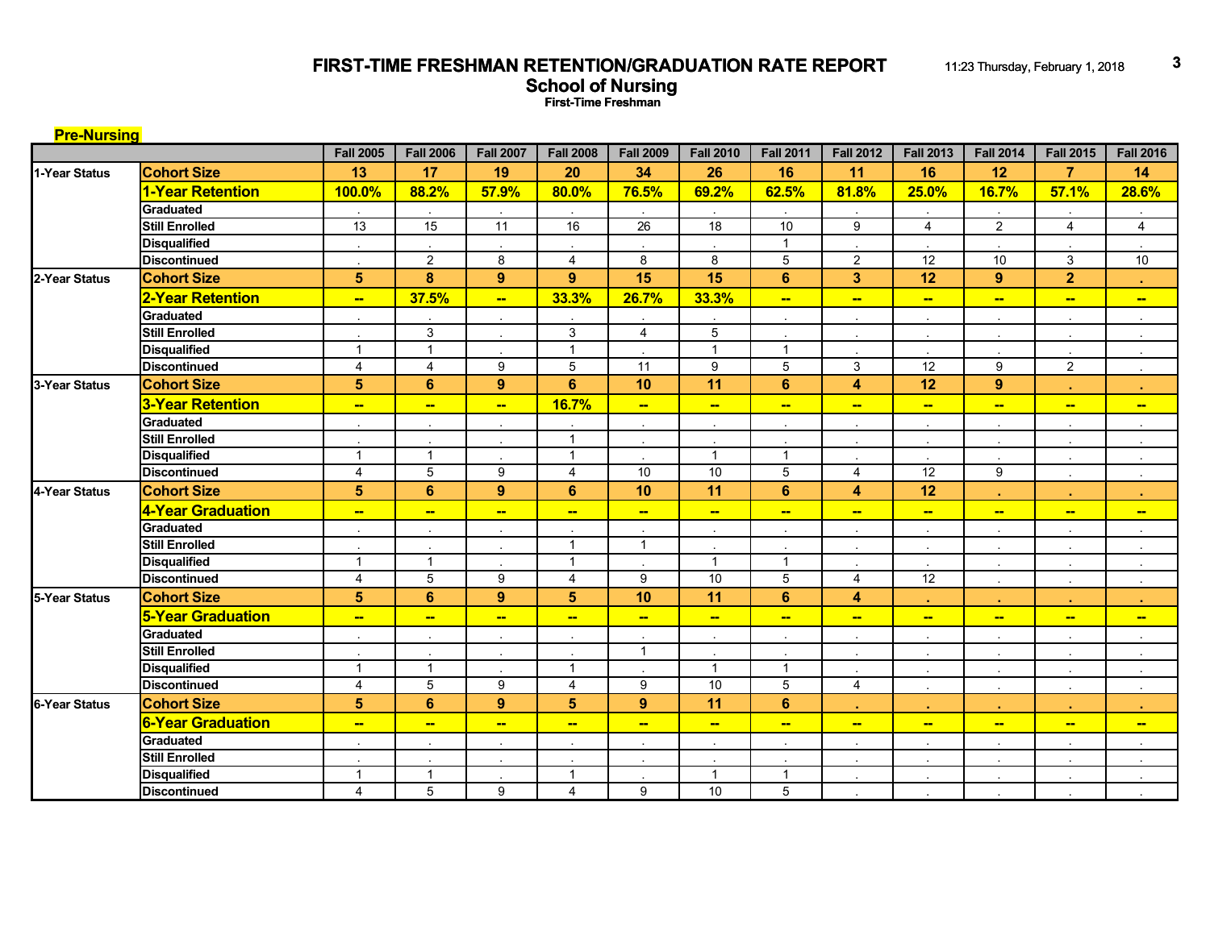# FIRST-TIME FRESHMAN RETENTION/GRADUATION RATE REPORT

## School of Nursing

First-Time Freshman

**Pre-Nursing**

| | | Fall 2005 | Fall 2006 | Fall 2007 | Fall 2008 | Fall 2009 | Fall 2010 | Fall 2011 | Fall 2012 | Fall 2013 | Fall 2014 | Fall 2015 | Fall 2016 |
|---|---|---|---|---|---|---|---|---|---|---|---|---|---|
| 1-Year Status | **Cohort Size** | **13** | **17** | **19** | **20** | **34** | **26** | **16** | **11** | **16** | **12** | **7** | **14** |
| | **1-Year Retention** | **100.0%** | **88.2%** | **57.9%** | **80.0%** | **76.5%** | **69.2%** | **62.5%** | **81.8%** | **25.0%** | **16.7%** | **57.1%** | **28.6%** |
| | Graduated | . | . | . | . | . | . | . | . | . | . | . | . |
| | Still Enrolled | 13 | 15 | 11 | 16 | 26 | 18 | 10 | 9 | 4 | 2 | 4 | 4 |
| | Disqualified | . | . | . | . | . | . | 1 | . | . | . | . | . |
| | Discontinued | . | 2 | 8 | 4 | 8 | 8 | 5 | 2 | 12 | 10 | 3 | 10 |
| 2-Year Status | **Cohort Size** | **5** | **8** | **9** | **9** | **15** | **15** | **6** | **3** | **12** | **9** | **2** | **.** |
| | **2-Year Retention** | **--** | **37.5%** | **--** | **33.3%** | **26.7%** | **33.3%** | **--** | **--** | **--** | **--** | **--** | **--** |
| | Graduated | . | . | . | . | . | . | . | . | . | . | . | . |
| | Still Enrolled | . | 3 | . | 3 | 4 | 5 | . | . | . | . | . | . |
| | Disqualified | 1 | 1 | . | 1 | . | 1 | 1 | . | . | . | . | . |
| | Discontinued | 4 | 4 | 9 | 5 | 11 | 9 | 5 | 3 | 12 | 9 | 2 | . |
| 3-Year Status | **Cohort Size** | **5** | **6** | **9** | **6** | **10** | **11** | **6** | **4** | **12** | **9** | **.** | **.** |
| | **3-Year Retention** | **--** | **--** | **--** | **16.7%** | **--** | **--** | **--** | **--** | **--** | **--** | **--** | **--** |
| | Graduated | . | . | . | . | . | . | . | . | . | . | . | . |
| | Still Enrolled | . | . | . | 1 | . | . | . | . | . | . | . | . |
| | Disqualified | 1 | 1 | . | 1 | . | 1 | 1 | . | . | . | . | . |
| | Discontinued | 4 | 5 | 9 | 4 | 10 | 10 | 5 | 4 | 12 | 9 | . | . |
| 4-Year Status | **Cohort Size** | **5** | **6** | **9** | **6** | **10** | **11** | **6** | **4** | **12** | **.** | **.** | **.** |
| | **4-Year Graduation** | **--** | **--** | **--** | **--** | **--** | **--** | **--** | **--** | **--** | **--** | **--** | **--** |
| | Graduated | . | . | . | . | . | . | . | . | . | . | . | . |
| | Still Enrolled | . | . | . | 1 | 1 | . | . | . | . | . | . | . |
| | Disqualified | 1 | 1 | . | 1 | . | 1 | 1 | . | . | . | . | . |
| | Discontinued | 4 | 5 | 9 | 4 | 9 | 10 | 5 | 4 | 12 | . | . | . |
| 5-Year Status | **Cohort Size** | **5** | **6** | **9** | **5** | **10** | **11** | **6** | **4** | **.** | **.** | **.** | **.** |
| | **5-Year Graduation** | **--** | **--** | **--** | **--** | **--** | **--** | **--** | **--** | **--** | **--** | **--** | **--** |
| | Graduated | . | . | . | . | . | . | . | . | . | . | . | . |
| | Still Enrolled | . | . | . | . | 1 | . | . | . | . | . | . | . |
| | Disqualified | 1 | 1 | . | 1 | . | 1 | 1 | . | . | . | . | . |
| | Discontinued | 4 | 5 | 9 | 4 | 9 | 10 | 5 | 4 | . | . | . | . |
| 6-Year Status | **Cohort Size** | **5** | **6** | **9** | **5** | **9** | **11** | **6** | **.** | **.** | **.** | **.** | **.** |
| | **6-Year Graduation** | **--** | **--** | **--** | **--** | **--** | **--** | **--** | **--** | **--** | **--** | **--** | **--** |
| | Graduated | . | . | . | . | . | . | . | . | . | . | . | . |
| | Still Enrolled | . | . | . | . | . | . | . | . | . | . | . | . |
| | Disqualified | 1 | 1 | . | 1 | . | 1 | 1 | . | . | . | . | . |
| | Discontinued | 4 | 5 | 9 | 4 | 9 | 10 | 5 | . | . | . | . | . |